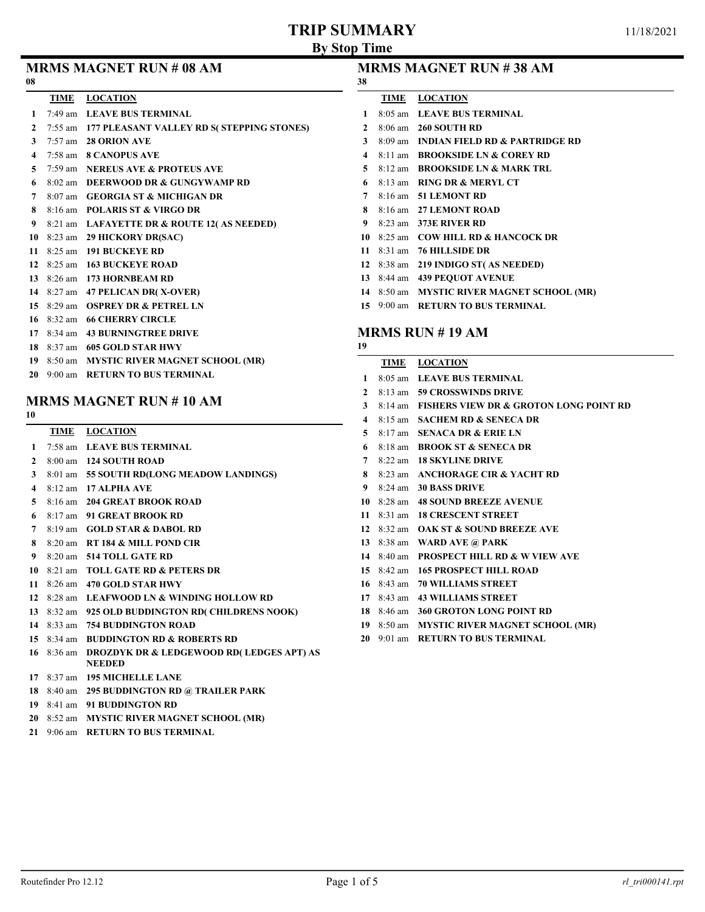# TRIP SUMMARY

## By Stop Time

11/18/2021

### MRMS MAGNET RUN # 08 AM

08

| | TIME | LOCATION |
|---|---|---|
| 1 | 7:49 am | LEAVE BUS TERMINAL |
| 2 | 7:55 am | 177 PLEASANT VALLEY RD S( STEPPING STONES) |
| 3 | 7:57 am | 28 ORION AVE |
| 4 | 7:58 am | 8 CANOPUS AVE |
| 5 | 7:59 am | NEREUS AVE & PROTEUS AVE |
| 6 | 8:02 am | DEERWOOD DR & GUNGYWAMP RD |
| 7 | 8:07 am | GEORGIA ST & MICHIGAN DR |
| 8 | 8:16 am | POLARIS ST & VIRGO DR |
| 9 | 8:21 am | LAFAYETTE DR & ROUTE 12( AS NEEDED) |
| 10 | 8:23 am | 29 HICKORY DR(SAC) |
| 11 | 8:25 am | 191 BUCKEYE RD |
| 12 | 8:25 am | 163 BUCKEYE ROAD |
| 13 | 8:26 am | 173 HORNBEAM RD |
| 14 | 8:27 am | 47 PELICAN DR( X-OVER) |
| 15 | 8:29 am | OSPREY DR & PETREL LN |
| 16 | 8:32 am | 66 CHERRY CIRCLE |
| 17 | 8:34 am | 43 BURNINGTREE DRIVE |
| 18 | 8:37 am | 605 GOLD STAR HWY |
| 19 | 8:50 am | MYSTIC RIVER MAGNET SCHOOL (MR) |
| 20 | 9:00 am | RETURN TO BUS TERMINAL |

### MRMS MAGNET RUN # 10 AM

10

| | TIME | LOCATION |
|---|---|---|
| 1 | 7:58 am | LEAVE BUS TERMINAL |
| 2 | 8:00 am | 124 SOUTH ROAD |
| 3 | 8:01 am | 55 SOUTH RD(LONG MEADOW LANDINGS) |
| 4 | 8:12 am | 17 ALPHA AVE |
| 5 | 8:16 am | 204 GREAT BROOK ROAD |
| 6 | 8:17 am | 91 GREAT BROOK RD |
| 7 | 8:19 am | GOLD STAR & DABOL RD |
| 8 | 8:20 am | RT 184 & MILL POND CIR |
| 9 | 8:20 am | 514 TOLL GATE RD |
| 10 | 8:21 am | TOLL GATE RD & PETERS DR |
| 11 | 8:26 am | 470 GOLD STAR HWY |
| 12 | 8:28 am | LEAFWOOD LN & WINDING HOLLOW RD |
| 13 | 8:32 am | 925 OLD BUDDINGTON RD( CHILDRENS NOOK) |
| 14 | 8:33 am | 754 BUDDINGTON ROAD |
| 15 | 8:34 am | BUDDINGTON RD & ROBERTS RD |
| 16 | 8:36 am | DROZDYK DR & LEDGEWOOD RD( LEDGES APT) AS NEEDED |
| 17 | 8:37 am | 195 MICHELLE LANE |
| 18 | 8:40 am | 295 BUDDINGTON RD @ TRAILER PARK |
| 19 | 8:41 am | 91 BUDDINGTON RD |
| 20 | 8:52 am | MYSTIC RIVER MAGNET SCHOOL (MR) |
| 21 | 9:06 am | RETURN TO BUS TERMINAL |

### MRMS MAGNET RUN # 38 AM

38

| | TIME | LOCATION |
|---|---|---|
| 1 | 8:05 am | LEAVE BUS TERMINAL |
| 2 | 8:06 am | 260 SOUTH RD |
| 3 | 8:09 am | INDIAN FIELD RD & PARTRIDGE RD |
| 4 | 8:11 am | BROOKSIDE LN & COREY RD |
| 5 | 8:12 am | BROOKSIDE LN & MARK TRL |
| 6 | 8:13 am | RING DR & MERYL CT |
| 7 | 8:16 am | 51 LEMONT RD |
| 8 | 8:16 am | 27 LEMONT ROAD |
| 9 | 8:23 am | 373E RIVER RD |
| 10 | 8:25 am | COW HILL RD & HANCOCK DR |
| 11 | 8:31 am | 76 HILLSIDE DR |
| 12 | 8:38 am | 219 INDIGO ST( AS NEEDED) |
| 13 | 8:44 am | 439 PEQUOT AVENUE |
| 14 | 8:50 am | MYSTIC RIVER MAGNET SCHOOL (MR) |
| 15 | 9:00 am | RETURN TO BUS TERMINAL |

### MRMS RUN # 19 AM

19

| | TIME | LOCATION |
|---|---|---|
| 1 | 8:05 am | LEAVE BUS TERMINAL |
| 2 | 8:13 am | 59 CROSSWINDS DRIVE |
| 3 | 8:14 am | FISHERS VIEW DR & GROTON LONG POINT RD |
| 4 | 8:15 am | SACHEM RD & SENECA DR |
| 5 | 8:17 am | SENACA DR & ERIE LN |
| 6 | 8:18 am | BROOK ST & SENECA DR |
| 7 | 8:22 am | 18 SKYLINE DRIVE |
| 8 | 8:23 am | ANCHORAGE CIR & YACHT RD |
| 9 | 8:24 am | 30 BASS DRIVE |
| 10 | 8:28 am | 48 SOUND BREEZE AVENUE |
| 11 | 8:31 am | 18 CRESCENT STREET |
| 12 | 8:32 am | OAK ST & SOUND BREEZE AVE |
| 13 | 8:38 am | WARD AVE @ PARK |
| 14 | 8:40 am | PROSPECT HILL RD & W VIEW AVE |
| 15 | 8:42 am | 165 PROSPECT HILL ROAD |
| 16 | 8:43 am | 70 WILLIAMS STREET |
| 17 | 8:43 am | 43 WILLIAMS STREET |
| 18 | 8:46 am | 360 GROTON LONG POINT RD |
| 19 | 8:50 am | MYSTIC RIVER MAGNET SCHOOL (MR) |
| 20 | 9:01 am | RETURN TO BUS TERMINAL |

Routefinder Pro 12.12 rl_tri000141.rpt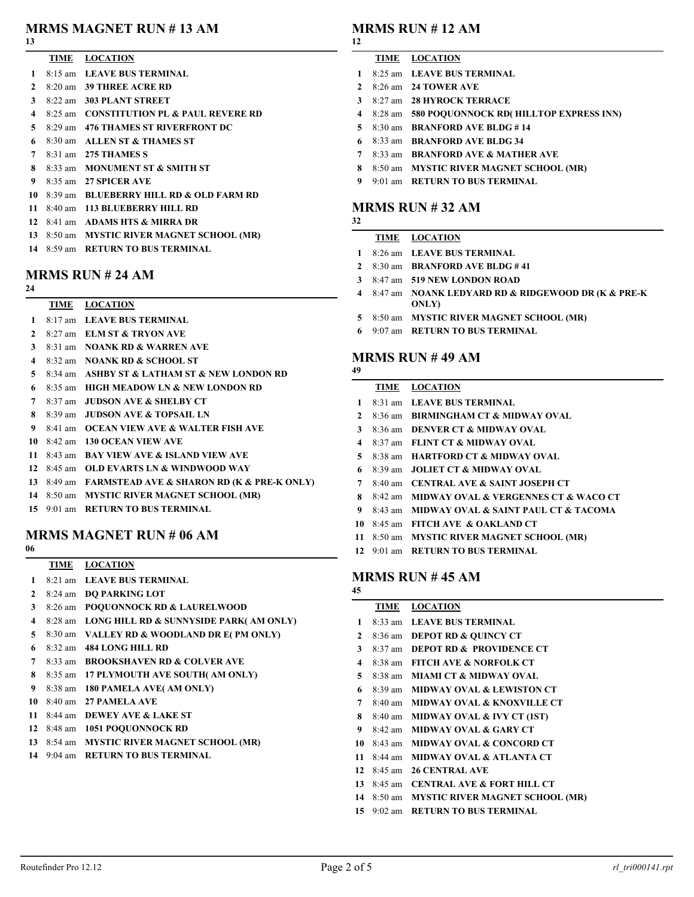## MRMS MAGNET RUN # 13 AM

13

| | TIME | LOCATION |
|---|---|---|
| 1 | 8:15 am | LEAVE BUS TERMINAL |
| 2 | 8:20 am | 39 THREE ACRE RD |
| 3 | 8:22 am | 303 PLANT STREET |
| 4 | 8:25 am | CONSTITUTION PL & PAUL REVERE RD |
| 5 | 8:29 am | 476 THAMES ST RIVERFRONT DC |
| 6 | 8:30 am | ALLEN ST & THAMES ST |
| 7 | 8:31 am | 275 THAMES S |
| 8 | 8:33 am | MONUMENT ST & SMITH ST |
| 9 | 8:35 am | 27 SPICER AVE |
| 10 | 8:39 am | BLUEBERRY HILL RD & OLD FARM RD |
| 11 | 8:40 am | 113 BLUEBERRY HILL RD |
| 12 | 8:41 am | ADAMS HTS & MIRRA DR |
| 13 | 8:50 am | MYSTIC RIVER MAGNET SCHOOL (MR) |
| 14 | 8:59 am | RETURN TO BUS TERMINAL |

## MRMS RUN # 24 AM

24

| | TIME | LOCATION |
|---|---|---|
| 1 | 8:17 am | LEAVE BUS TERMINAL |
| 2 | 8:27 am | ELM ST & TRYON AVE |
| 3 | 8:31 am | NOANK RD & WARREN AVE |
| 4 | 8:32 am | NOANK RD & SCHOOL ST |
| 5 | 8:34 am | ASHBY ST & LATHAM ST & NEW LONDON RD |
| 6 | 8:35 am | HIGH MEADOW LN & NEW LONDON RD |
| 7 | 8:37 am | JUDSON AVE & SHELBY CT |
| 8 | 8:39 am | JUDSON AVE & TOPSAIL LN |
| 9 | 8:41 am | OCEAN VIEW AVE & WALTER FISH AVE |
| 10 | 8:42 am | 130 OCEAN VIEW AVE |
| 11 | 8:43 am | BAY VIEW AVE & ISLAND VIEW AVE |
| 12 | 8:45 am | OLD EVARTS LN & WINDWOOD WAY |
| 13 | 8:49 am | FARMSTEAD AVE & SHARON RD (K & PRE-K ONLY) |
| 14 | 8:50 am | MYSTIC RIVER MAGNET SCHOOL (MR) |
| 15 | 9:01 am | RETURN TO BUS TERMINAL |

## MRMS MAGNET RUN # 06 AM

06

| | TIME | LOCATION |
|---|---|---|
| 1 | 8:21 am | LEAVE BUS TERMINAL |
| 2 | 8:24 am | DQ PARKING LOT |
| 3 | 8:26 am | POQUONNOCK RD & LAURELWOOD |
| 4 | 8:28 am | LONG HILL RD & SUNNYSIDE PARK( AM ONLY) |
| 5 | 8:30 am | VALLEY RD & WOODLAND DR E( PM ONLY) |
| 6 | 8:32 am | 484 LONG HILL RD |
| 7 | 8:33 am | BROOKSHAVEN RD & COLVER AVE |
| 8 | 8:35 am | 17 PLYMOUTH AVE SOUTH( AM ONLY) |
| 9 | 8:38 am | 180 PAMELA AVE( AM ONLY) |
| 10 | 8:40 am | 27 PAMELA AVE |
| 11 | 8:44 am | DEWEY AVE & LAKE ST |
| 12 | 8:48 am | 1051 POQUONNOCK RD |
| 13 | 8:54 am | MYSTIC RIVER MAGNET SCHOOL (MR) |
| 14 | 9:04 am | RETURN TO BUS TERMINAL |

## MRMS RUN # 12 AM

12

| | TIME | LOCATION |
|---|---|---|
| 1 | 8:25 am | LEAVE BUS TERMINAL |
| 2 | 8:26 am | 24 TOWER AVE |
| 3 | 8:27 am | 28 HYROCK TERRACE |
| 4 | 8:28 am | 580 POQUONNOCK RD( HILLTOP EXPRESS INN) |
| 5 | 8:30 am | BRANFORD AVE BLDG # 14 |
| 6 | 8:33 am | BRANFORD AVE BLDG 34 |
| 7 | 8:33 am | BRANFORD AVE & MATHER AVE |
| 8 | 8:50 am | MYSTIC RIVER MAGNET SCHOOL (MR) |
| 9 | 9:01 am | RETURN TO BUS TERMINAL |

## MRMS RUN # 32 AM

32

| | TIME | LOCATION |
|---|---|---|
| 1 | 8:26 am | LEAVE BUS TERMINAL |
| 2 | 8:30 am | BRANFORD AVE BLDG # 41 |
| 3 | 8:47 am | 519 NEW LONDON ROAD |
| 4 | 8:47 am | NOANK LEDYARD RD & RIDGEWOOD DR (K & PRE-K ONLY) |
| 5 | 8:50 am | MYSTIC RIVER MAGNET SCHOOL (MR) |
| 6 | 9:07 am | RETURN TO BUS TERMINAL |

## MRMS RUN # 49 AM

49

| | TIME | LOCATION |
|---|---|---|
| 1 | 8:31 am | LEAVE BUS TERMINAL |
| 2 | 8:36 am | BIRMINGHAM CT & MIDWAY OVAL |
| 3 | 8:36 am | DENVER CT & MIDWAY OVAL |
| 4 | 8:37 am | FLINT CT & MIDWAY OVAL |
| 5 | 8:38 am | HARTFORD CT & MIDWAY OVAL |
| 6 | 8:39 am | JOLIET CT & MIDWAY OVAL |
| 7 | 8:40 am | CENTRAL AVE & SAINT JOSEPH CT |
| 8 | 8:42 am | MIDWAY OVAL & VERGENNES CT & WACO CT |
| 9 | 8:43 am | MIDWAY OVAL & SAINT PAUL CT & TACOMA |
| 10 | 8:45 am | FITCH AVE & OAKLAND CT |
| 11 | 8:50 am | MYSTIC RIVER MAGNET SCHOOL (MR) |
| 12 | 9:01 am | RETURN TO BUS TERMINAL |

## MRMS RUN # 45 AM

45

| | TIME | LOCATION |
|---|---|---|
| 1 | 8:33 am | LEAVE BUS TERMINAL |
| 2 | 8:36 am | DEPOT RD & QUINCY CT |
| 3 | 8:37 am | DEPOT RD & PROVIDENCE CT |
| 4 | 8:38 am | FITCH AVE & NORFOLK CT |
| 5 | 8:38 am | MIAMI CT & MIDWAY OVAL |
| 6 | 8:39 am | MIDWAY OVAL & LEWISTON CT |
| 7 | 8:40 am | MIDWAY OVAL & KNOXVILLE CT |
| 8 | 8:40 am | MIDWAY OVAL & IVY CT (1ST) |
| 9 | 8:42 am | MIDWAY OVAL & GARY CT |
| 10 | 8:43 am | MIDWAY OVAL & CONCORD CT |
| 11 | 8:44 am | MIDWAY OVAL & ATLANTA CT |
| 12 | 8:45 am | 26 CENTRAL AVE |
| 13 | 8:45 am | CENTRAL AVE & FORT HILL CT |
| 14 | 8:50 am | MYSTIC RIVER MAGNET SCHOOL (MR) |
| 15 | 9:02 am | RETURN TO BUS TERMINAL |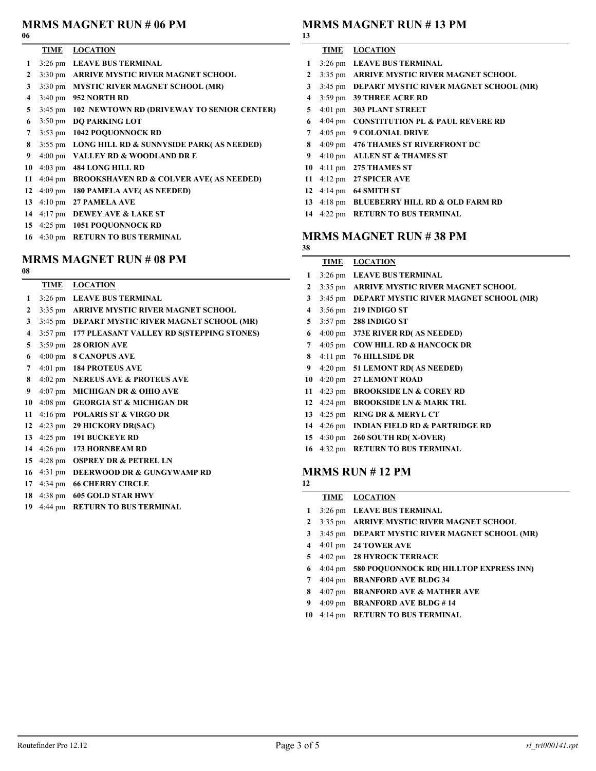## MRMS MAGNET RUN # 06 PM

06

| | TIME | LOCATION |
|---|---|---|
| 1 | 3:26 pm | LEAVE BUS TERMINAL |
| 2 | 3:30 pm | ARRIVE MYSTIC RIVER MAGNET SCHOOL |
| 3 | 3:30 pm | MYSTIC RIVER MAGNET SCHOOL (MR) |
| 4 | 3:40 pm | 952 NORTH RD |
| 5 | 3:45 pm | 102 NEWTOWN RD (DRIVEWAY TO SENIOR CENTER) |
| 6 | 3:50 pm | DQ PARKING LOT |
| 7 | 3:53 pm | 1042 POQUONNOCK RD |
| 8 | 3:55 pm | LONG HILL RD & SUNNYSIDE PARK( AS NEEDED) |
| 9 | 4:00 pm | VALLEY RD & WOODLAND DR E |
| 10 | 4:03 pm | 484 LONG HILL RD |
| 11 | 4:04 pm | BROOKSHAVEN RD & COLVER AVE( AS NEEDED) |
| 12 | 4:09 pm | 180 PAMELA AVE( AS NEEDED) |
| 13 | 4:10 pm | 27 PAMELA AVE |
| 14 | 4:17 pm | DEWEY AVE & LAKE ST |
| 15 | 4:25 pm | 1051 POQUONNOCK RD |
| 16 | 4:30 pm | RETURN TO BUS TERMINAL |

## MRMS MAGNET RUN # 08 PM

08

| | TIME | LOCATION |
|---|---|---|
| 1 | 3:26 pm | LEAVE BUS TERMINAL |
| 2 | 3:35 pm | ARRIVE MYSTIC RIVER MAGNET SCHOOL |
| 3 | 3:45 pm | DEPART MYSTIC RIVER MAGNET SCHOOL (MR) |
| 4 | 3:57 pm | 177 PLEASANT VALLEY RD S(STEPPING STONES) |
| 5 | 3:59 pm | 28 ORION AVE |
| 6 | 4:00 pm | 8 CANOPUS AVE |
| 7 | 4:01 pm | 184 PROTEUS AVE |
| 8 | 4:02 pm | NEREUS AVE & PROTEUS AVE |
| 9 | 4:07 pm | MICHIGAN DR & OHIO AVE |
| 10 | 4:08 pm | GEORGIA ST & MICHIGAN DR |
| 11 | 4:16 pm | POLARIS ST & VIRGO DR |
| 12 | 4:23 pm | 29 HICKORY DR(SAC) |
| 13 | 4:25 pm | 191 BUCKEYE RD |
| 14 | 4:26 pm | 173 HORNBEAM RD |
| 15 | 4:28 pm | OSPREY DR & PETREL LN |
| 16 | 4:31 pm | DEERWOOD DR & GUNGYWAMP RD |
| 17 | 4:34 pm | 66 CHERRY CIRCLE |
| 18 | 4:38 pm | 605 GOLD STAR HWY |
| 19 | 4:44 pm | RETURN TO BUS TERMINAL |

## MRMS MAGNET RUN # 13 PM

13

| | TIME | LOCATION |
|---|---|---|
| 1 | 3:26 pm | LEAVE BUS TERMINAL |
| 2 | 3:35 pm | ARRIVE MYSTIC RIVER MAGNET SCHOOL |
| 3 | 3:45 pm | DEPART MYSTIC RIVER MAGNET SCHOOL (MR) |
| 4 | 3:59 pm | 39 THREE ACRE RD |
| 5 | 4:01 pm | 303 PLANT STREET |
| 6 | 4:04 pm | CONSTITUTION PL & PAUL REVERE RD |
| 7 | 4:05 pm | 9 COLONIAL DRIVE |
| 8 | 4:09 pm | 476 THAMES ST RIVERFRONT DC |
| 9 | 4:10 pm | ALLEN ST & THAMES ST |
| 10 | 4:11 pm | 275 THAMES ST |
| 11 | 4:12 pm | 27 SPICER AVE |
| 12 | 4:14 pm | 64 SMITH ST |
| 13 | 4:18 pm | BLUEBERRY HILL RD & OLD FARM RD |
| 14 | 4:22 pm | RETURN TO BUS TERMINAL |

## MRMS MAGNET RUN # 38 PM

38

| | TIME | LOCATION |
|---|---|---|
| 1 | 3:26 pm | LEAVE BUS TERMINAL |
| 2 | 3:35 pm | ARRIVE MYSTIC RIVER MAGNET SCHOOL |
| 3 | 3:45 pm | DEPART MYSTIC RIVER MAGNET SCHOOL (MR) |
| 4 | 3:56 pm | 219 INDIGO ST |
| 5 | 3:57 pm | 288 INDIGO ST |
| 6 | 4:00 pm | 373E RIVER RD( AS NEEDED) |
| 7 | 4:05 pm | COW HILL RD & HANCOCK DR |
| 8 | 4:11 pm | 76 HILLSIDE DR |
| 9 | 4:20 pm | 51 LEMONT RD( AS NEEDED) |
| 10 | 4:20 pm | 27 LEMONT ROAD |
| 11 | 4:23 pm | BROOKSIDE LN & COREY RD |
| 12 | 4:24 pm | BROOKSIDE LN & MARK TRL |
| 13 | 4:25 pm | RING DR & MERYL CT |
| 14 | 4:26 pm | INDIAN FIELD RD & PARTRIDGE RD |
| 15 | 4:30 pm | 260 SOUTH RD( X-OVER) |
| 16 | 4:32 pm | RETURN TO BUS TERMINAL |

## MRMS RUN # 12 PM

12

| | TIME | LOCATION |
|---|---|---|
| 1 | 3:26 pm | LEAVE BUS TERMINAL |
| 2 | 3:35 pm | ARRIVE MYSTIC RIVER MAGNET SCHOOL |
| 3 | 3:45 pm | DEPART MYSTIC RIVER MAGNET SCHOOL (MR) |
| 4 | 4:01 pm | 24 TOWER AVE |
| 5 | 4:02 pm | 28 HYROCK TERRACE |
| 6 | 4:04 pm | 580 POQUONNOCK RD( HILLTOP EXPRESS INN) |
| 7 | 4:04 pm | BRANFORD AVE BLDG 34 |
| 8 | 4:07 pm | BRANFORD AVE & MATHER AVE |
| 9 | 4:09 pm | BRANFORD AVE BLDG # 14 |
| 10 | 4:14 pm | RETURN TO BUS TERMINAL |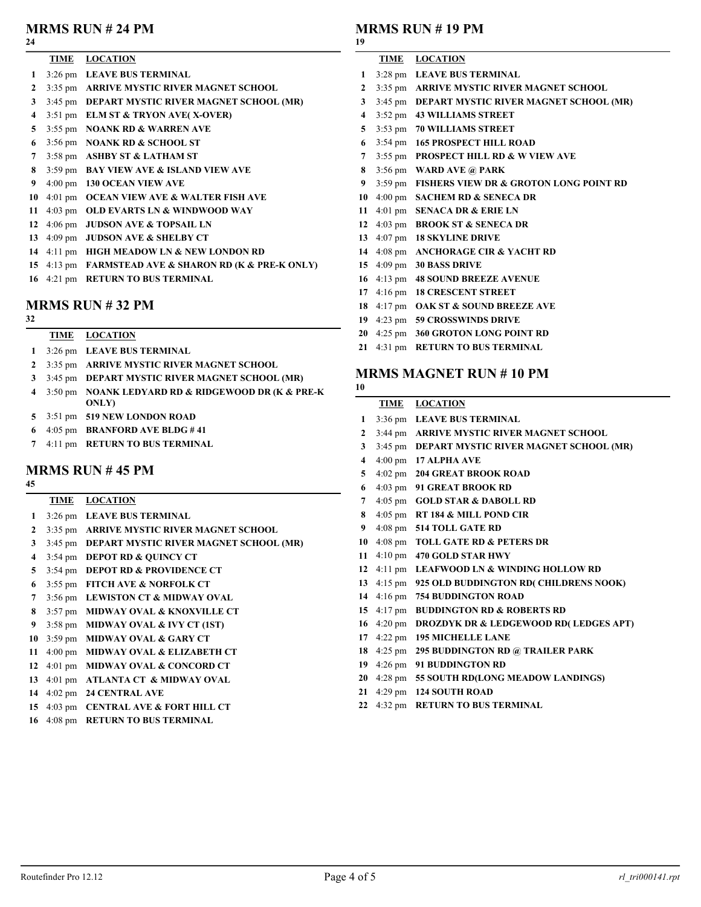## MRMS RUN # 24 PM

24

| | TIME | LOCATION |
|---|---|---|
| 1 | 3:26 pm | LEAVE BUS TERMINAL |
| 2 | 3:35 pm | ARRIVE MYSTIC RIVER MAGNET SCHOOL |
| 3 | 3:45 pm | DEPART MYSTIC RIVER MAGNET SCHOOL (MR) |
| 4 | 3:51 pm | ELM ST & TRYON AVE( X-OVER) |
| 5 | 3:55 pm | NOANK RD & WARREN AVE |
| 6 | 3:56 pm | NOANK RD & SCHOOL ST |
| 7 | 3:58 pm | ASHBY ST & LATHAM ST |
| 8 | 3:59 pm | BAY VIEW AVE & ISLAND VIEW AVE |
| 9 | 4:00 pm | 130 OCEAN VIEW AVE |
| 10 | 4:01 pm | OCEAN VIEW AVE & WALTER FISH AVE |
| 11 | 4:03 pm | OLD EVARTS LN & WINDWOOD WAY |
| 12 | 4:06 pm | JUDSON AVE & TOPSAIL LN |
| 13 | 4:09 pm | JUDSON AVE & SHELBY CT |
| 14 | 4:11 pm | HIGH MEADOW LN & NEW LONDON RD |
| 15 | 4:13 pm | FARMSTEAD AVE & SHARON RD (K & PRE-K ONLY) |
| 16 | 4:21 pm | RETURN TO BUS TERMINAL |

## MRMS RUN # 32 PM

32

| | TIME | LOCATION |
|---|---|---|
| 1 | 3:26 pm | LEAVE BUS TERMINAL |
| 2 | 3:35 pm | ARRIVE MYSTIC RIVER MAGNET SCHOOL |
| 3 | 3:45 pm | DEPART MYSTIC RIVER MAGNET SCHOOL (MR) |
| 4 | 3:50 pm | NOANK LEDYARD RD & RIDGEWOOD DR (K & PRE-K ONLY) |
| 5 | 3:51 pm | 519 NEW LONDON ROAD |
| 6 | 4:05 pm | BRANFORD AVE BLDG # 41 |
| 7 | 4:11 pm | RETURN TO BUS TERMINAL |

## MRMS RUN # 45 PM

45

| | TIME | LOCATION |
|---|---|---|
| 1 | 3:26 pm | LEAVE BUS TERMINAL |
| 2 | 3:35 pm | ARRIVE MYSTIC RIVER MAGNET SCHOOL |
| 3 | 3:45 pm | DEPART MYSTIC RIVER MAGNET SCHOOL (MR) |
| 4 | 3:54 pm | DEPOT RD & QUINCY CT |
| 5 | 3:54 pm | DEPOT RD & PROVIDENCE CT |
| 6 | 3:55 pm | FITCH AVE & NORFOLK CT |
| 7 | 3:56 pm | LEWISTON CT & MIDWAY OVAL |
| 8 | 3:57 pm | MIDWAY OVAL & KNOXVILLE CT |
| 9 | 3:58 pm | MIDWAY OVAL & IVY CT (1ST) |
| 10 | 3:59 pm | MIDWAY OVAL & GARY CT |
| 11 | 4:00 pm | MIDWAY OVAL & ELIZABETH CT |
| 12 | 4:01 pm | MIDWAY OVAL & CONCORD CT |
| 13 | 4:01 pm | ATLANTA CT & MIDWAY OVAL |
| 14 | 4:02 pm | 24 CENTRAL AVE |
| 15 | 4:03 pm | CENTRAL AVE & FORT HILL CT |
| 16 | 4:08 pm | RETURN TO BUS TERMINAL |

## MRMS RUN # 19 PM

19

| | TIME | LOCATION |
|---|---|---|
| 1 | 3:28 pm | LEAVE BUS TERMINAL |
| 2 | 3:35 pm | ARRIVE MYSTIC RIVER MAGNET SCHOOL |
| 3 | 3:45 pm | DEPART MYSTIC RIVER MAGNET SCHOOL (MR) |
| 4 | 3:52 pm | 43 WILLIAMS STREET |
| 5 | 3:53 pm | 70 WILLIAMS STREET |
| 6 | 3:54 pm | 165 PROSPECT HILL ROAD |
| 7 | 3:55 pm | PROSPECT HILL RD & W VIEW AVE |
| 8 | 3:56 pm | WARD AVE @ PARK |
| 9 | 3:59 pm | FISHERS VIEW DR & GROTON LONG POINT RD |
| 10 | 4:00 pm | SACHEM RD & SENECA DR |
| 11 | 4:01 pm | SENACA DR & ERIE LN |
| 12 | 4:03 pm | BROOK ST & SENECA DR |
| 13 | 4:07 pm | 18 SKYLINE DRIVE |
| 14 | 4:08 pm | ANCHORAGE CIR & YACHT RD |
| 15 | 4:09 pm | 30 BASS DRIVE |
| 16 | 4:13 pm | 48 SOUND BREEZE AVENUE |
| 17 | 4:16 pm | 18 CRESCENT STREET |
| 18 | 4:17 pm | OAK ST & SOUND BREEZE AVE |
| 19 | 4:23 pm | 59 CROSSWINDS DRIVE |
| 20 | 4:25 pm | 360 GROTON LONG POINT RD |
| 21 | 4:31 pm | RETURN TO BUS TERMINAL |

## MRMS MAGNET RUN # 10 PM

10

| | TIME | LOCATION |
|---|---|---|
| 1 | 3:36 pm | LEAVE BUS TERMINAL |
| 2 | 3:44 pm | ARRIVE MYSTIC RIVER MAGNET SCHOOL |
| 3 | 3:45 pm | DEPART MYSTIC RIVER MAGNET SCHOOL (MR) |
| 4 | 4:00 pm | 17 ALPHA AVE |
| 5 | 4:02 pm | 204 GREAT BROOK ROAD |
| 6 | 4:03 pm | 91 GREAT BROOK RD |
| 7 | 4:05 pm | GOLD STAR & DABOLL RD |
| 8 | 4:05 pm | RT 184 & MILL POND CIR |
| 9 | 4:08 pm | 514 TOLL GATE RD |
| 10 | 4:08 pm | TOLL GATE RD & PETERS DR |
| 11 | 4:10 pm | 470 GOLD STAR HWY |
| 12 | 4:11 pm | LEAFWOOD LN & WINDING HOLLOW RD |
| 13 | 4:15 pm | 925 OLD BUDDINGTON RD( CHILDRENS NOOK) |
| 14 | 4:16 pm | 754 BUDDINGTON ROAD |
| 15 | 4:17 pm | BUDDINGTON RD & ROBERTS RD |
| 16 | 4:20 pm | DROZDYK DR & LEDGEWOOD RD( LEDGES APT) |
| 17 | 4:22 pm | 195 MICHELLE LANE |
| 18 | 4:25 pm | 295 BUDDINGTON RD @ TRAILER PARK |
| 19 | 4:26 pm | 91 BUDDINGTON RD |
| 20 | 4:28 pm | 55 SOUTH RD(LONG MEADOW LANDINGS) |
| 21 | 4:29 pm | 124 SOUTH ROAD |
| 22 | 4:32 pm | RETURN TO BUS TERMINAL |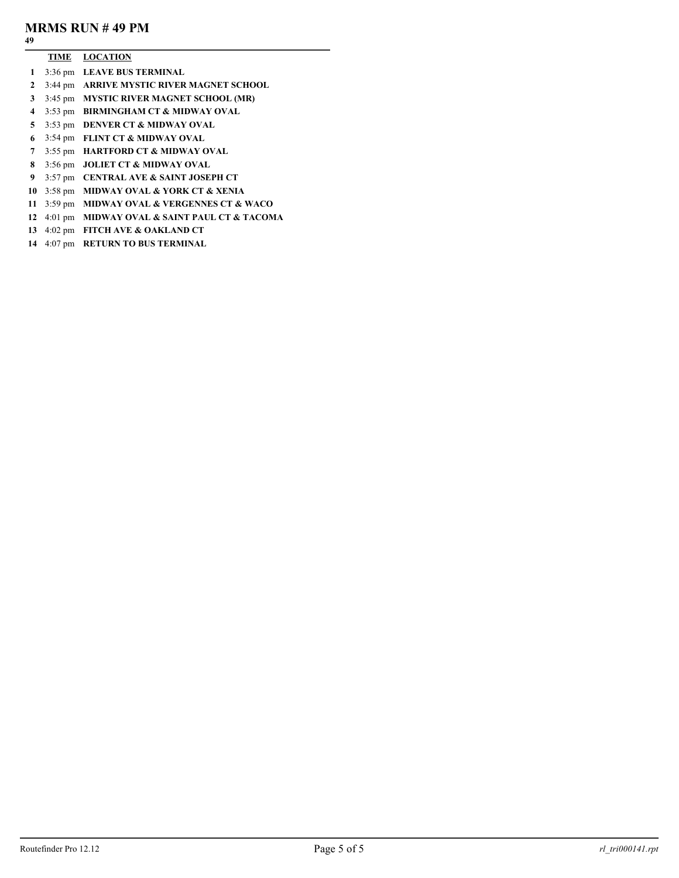# MRMS RUN # 49 PM

**49**

| | TIME | LOCATION |
|---|---|---|
| 1 | 3:36 pm | **LEAVE BUS TERMINAL** |
| 2 | 3:44 pm | **ARRIVE MYSTIC RIVER MAGNET SCHOOL** |
| 3 | 3:45 pm | **MYSTIC RIVER MAGNET SCHOOL (MR)** |
| 4 | 3:53 pm | **BIRMINGHAM CT & MIDWAY OVAL** |
| 5 | 3:53 pm | **DENVER CT & MIDWAY OVAL** |
| 6 | 3:54 pm | **FLINT CT & MIDWAY OVAL** |
| 7 | 3:55 pm | **HARTFORD CT & MIDWAY OVAL** |
| 8 | 3:56 pm | **JOLIET CT & MIDWAY OVAL** |
| 9 | 3:57 pm | **CENTRAL AVE & SAINT JOSEPH CT** |
| 10 | 3:58 pm | **MIDWAY OVAL & YORK CT & XENIA** |
| 11 | 3:59 pm | **MIDWAY OVAL & VERGENNES CT & WACO** |
| 12 | 4:01 pm | **MIDWAY OVAL & SAINT PAUL CT & TACOMA** |
| 13 | 4:02 pm | **FITCH AVE & OAKLAND CT** |
| 14 | 4:07 pm | **RETURN TO BUS TERMINAL** |

Routefinder Pro 12.12 *rl_tri000141.rpt*